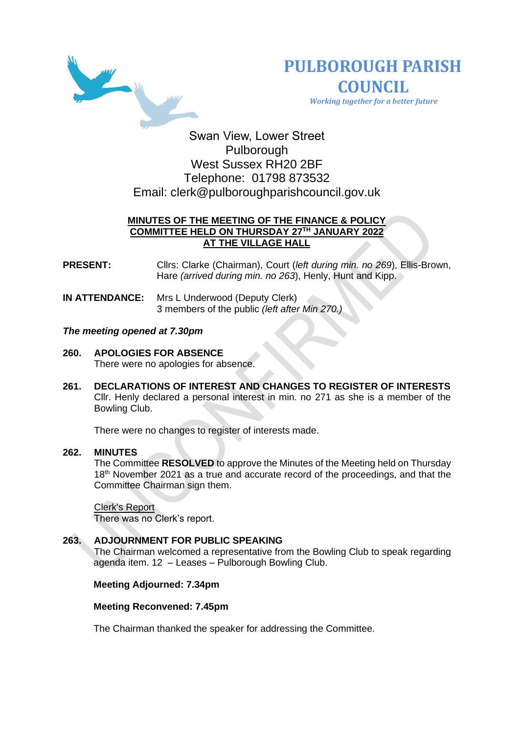# PULBOROUGH PARISH COUNCIL

*Working together for a better future*

Swan View, Lower Street
Pulborough
West Sussex RH20 2BF
Telephone: 01798 873532
Email: clerk@pulboroughparishcouncil.gov.uk

## MINUTES OF THE MEETING OF THE FINANCE & POLICY COMMITTEE HELD ON THURSDAY 27TH JANUARY 2022 AT THE VILLAGE HALL

**PRESENT:** Cllrs: Clarke (Chairman), Court (*left during min. no 269*), Ellis-Brown, Hare *(arrived during min. no 263)*, Henly, Hunt and Kipp.

**IN ATTENDANCE:** Mrs L Underwood (Deputy Clerk)
3 members of the public *(left after Min 270.)*

***The meeting opened at 7.30pm***

**260. APOLOGIES FOR ABSENCE**

There were no apologies for absence.

**261. DECLARATIONS OF INTEREST AND CHANGES TO REGISTER OF INTERESTS**

Cllr. Henly declared a personal interest in min. no 271 as she is a member of the Bowling Club.

There were no changes to register of interests made.

**262. MINUTES**

The Committee **RESOLVED** to approve the Minutes of the Meeting held on Thursday 18th November 2021 as a true and accurate record of the proceedings, and that the Committee Chairman sign them.

Clerk's Report

There was no Clerk's report.

**263. ADJOURNMENT FOR PUBLIC SPEAKING**

The Chairman welcomed a representative from the Bowling Club to speak regarding agenda item. 12 – Leases – Pulborough Bowling Club.

**Meeting Adjourned: 7.34pm**

**Meeting Reconvened: 7.45pm**

The Chairman thanked the speaker for addressing the Committee.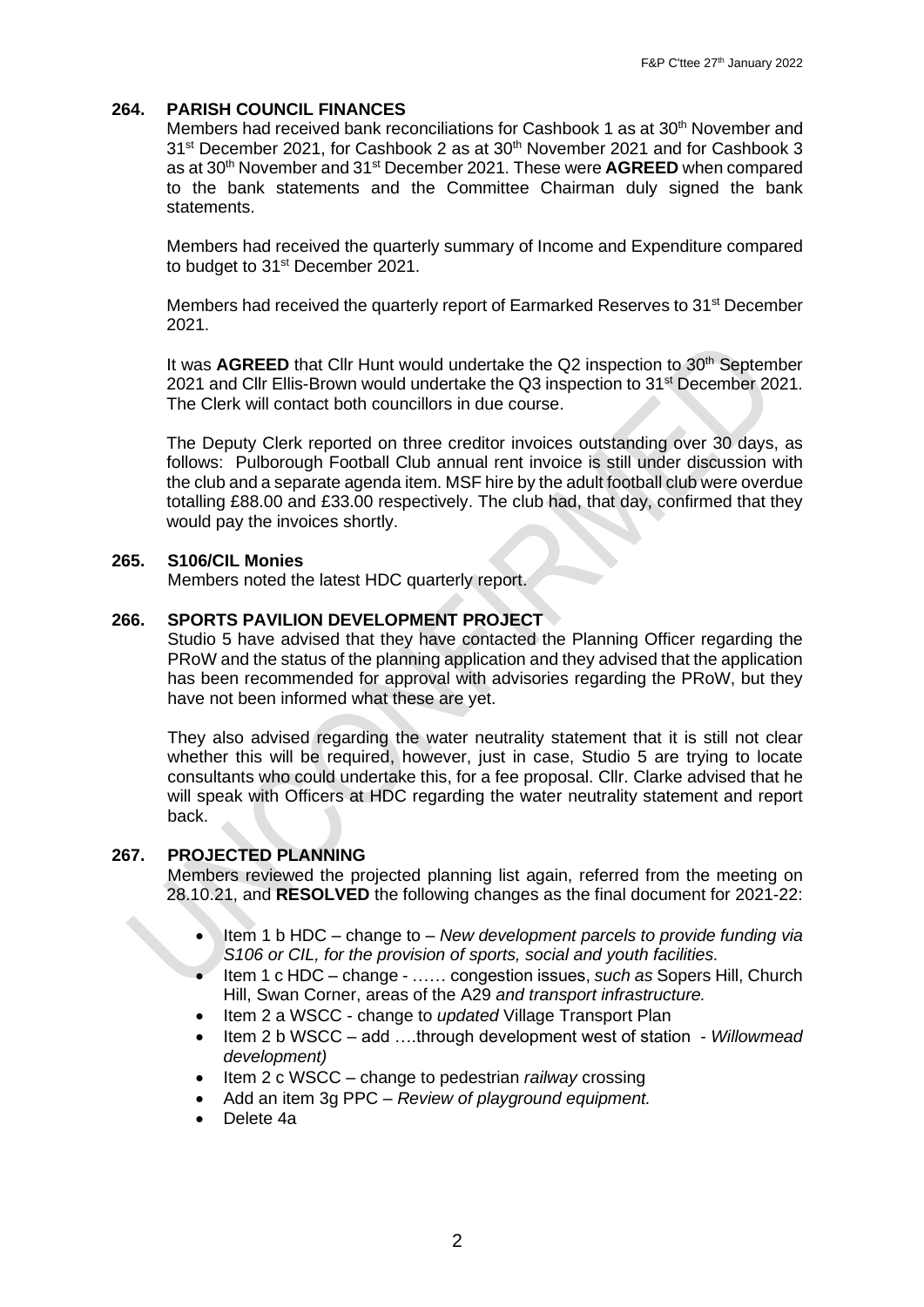## 264. PARISH COUNCIL FINANCES

Members had received bank reconciliations for Cashbook 1 as at 30th November and 31st December 2021, for Cashbook 2 as at 30th November 2021 and for Cashbook 3 as at 30th November and 31st December 2021. These were **AGREED** when compared to the bank statements and the Committee Chairman duly signed the bank statements.

Members had received the quarterly summary of Income and Expenditure compared to budget to 31st December 2021.

Members had received the quarterly report of Earmarked Reserves to 31st December 2021.

It was **AGREED** that Cllr Hunt would undertake the Q2 inspection to 30th September 2021 and Cllr Ellis-Brown would undertake the Q3 inspection to 31st December 2021. The Clerk will contact both councillors in due course.

The Deputy Clerk reported on three creditor invoices outstanding over 30 days, as follows: Pulborough Football Club annual rent invoice is still under discussion with the club and a separate agenda item. MSF hire by the adult football club were overdue totalling £88.00 and £33.00 respectively. The club had, that day, confirmed that they would pay the invoices shortly.

## 265. S106/CIL Monies

Members noted the latest HDC quarterly report.

## 266. SPORTS PAVILION DEVELOPMENT PROJECT

Studio 5 have advised that they have contacted the Planning Officer regarding the PRoW and the status of the planning application and they advised that the application has been recommended for approval with advisories regarding the PRoW, but they have not been informed what these are yet.

They also advised regarding the water neutrality statement that it is still not clear whether this will be required, however, just in case, Studio 5 are trying to locate consultants who could undertake this, for a fee proposal. Cllr. Clarke advised that he will speak with Officers at HDC regarding the water neutrality statement and report back.

## 267. PROJECTED PLANNING

Members reviewed the projected planning list again, referred from the meeting on 28.10.21, and **RESOLVED** the following changes as the final document for 2021-22:

- Item 1 b HDC – change to – *New development parcels to provide funding via S106 or CIL, for the provision of sports, social and youth facilities.*
- Item 1 c HDC – change - …… congestion issues, *such as* Sopers Hill, Church Hill, Swan Corner, areas of the A29 *and transport infrastructure.*
- Item 2 a WSCC - change to *updated* Village Transport Plan
- Item 2 b WSCC – add ….through development west of station - *Willowmead development)*
- Item 2 c WSCC – change to pedestrian *railway* crossing
- Add an item 3g PPC – *Review of playground equipment.*
- Delete 4a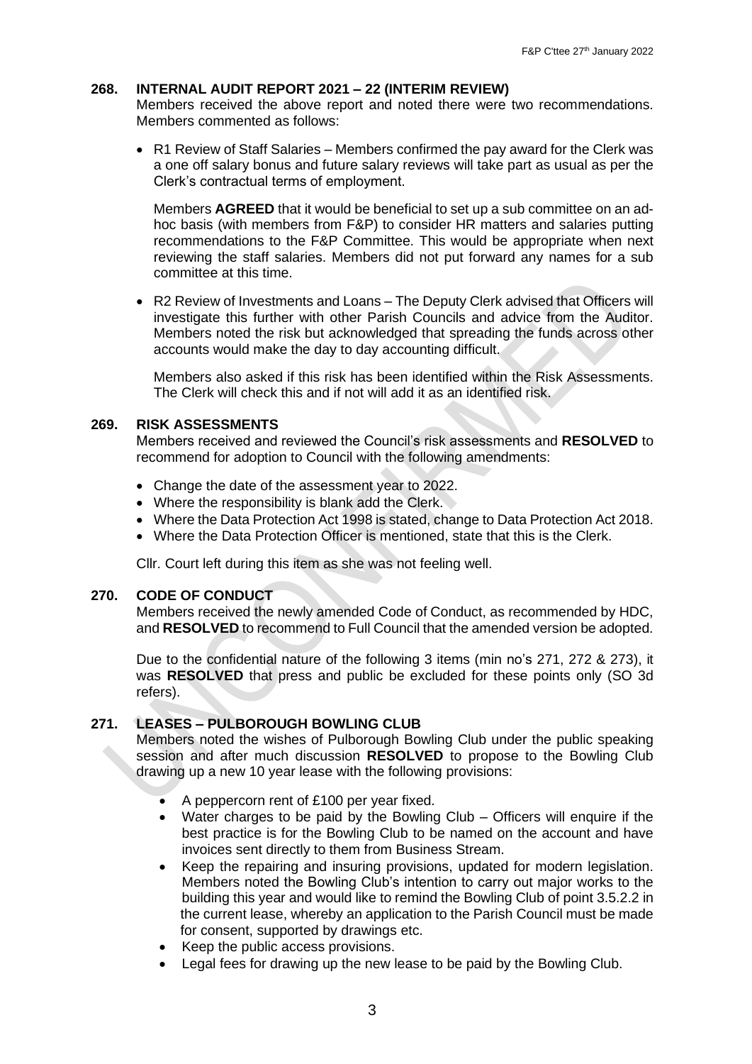### 268. INTERNAL AUDIT REPORT 2021 – 22 (INTERIM REVIEW)

Members received the above report and noted there were two recommendations. Members commented as follows:

- R1 Review of Staff Salaries – Members confirmed the pay award for the Clerk was a one off salary bonus and future salary reviews will take part as usual as per the Clerk's contractual terms of employment.

  Members **AGREED** that it would be beneficial to set up a sub committee on an ad-hoc basis (with members from F&P) to consider HR matters and salaries putting recommendations to the F&P Committee. This would be appropriate when next reviewing the staff salaries. Members did not put forward any names for a sub committee at this time.

- R2 Review of Investments and Loans – The Deputy Clerk advised that Officers will investigate this further with other Parish Councils and advice from the Auditor. Members noted the risk but acknowledged that spreading the funds across other accounts would make the day to day accounting difficult.

  Members also asked if this risk has been identified within the Risk Assessments. The Clerk will check this and if not will add it as an identified risk.

### 269. RISK ASSESSMENTS

Members received and reviewed the Council's risk assessments and **RESOLVED** to recommend for adoption to Council with the following amendments:

- Change the date of the assessment year to 2022.
- Where the responsibility is blank add the Clerk.
- Where the Data Protection Act 1998 is stated, change to Data Protection Act 2018.
- Where the Data Protection Officer is mentioned, state that this is the Clerk.

Cllr. Court left during this item as she was not feeling well.

### 270. CODE OF CONDUCT

Members received the newly amended Code of Conduct, as recommended by HDC, and **RESOLVED** to recommend to Full Council that the amended version be adopted.

Due to the confidential nature of the following 3 items (min no's 271, 272 & 273), it was **RESOLVED** that press and public be excluded for these points only (SO 3d refers).

### 271. LEASES – PULBOROUGH BOWLING CLUB

Members noted the wishes of Pulborough Bowling Club under the public speaking session and after much discussion **RESOLVED** to propose to the Bowling Club drawing up a new 10 year lease with the following provisions:

- A peppercorn rent of £100 per year fixed.
- Water charges to be paid by the Bowling Club – Officers will enquire if the best practice is for the Bowling Club to be named on the account and have invoices sent directly to them from Business Stream.
- Keep the repairing and insuring provisions, updated for modern legislation. Members noted the Bowling Club's intention to carry out major works to the building this year and would like to remind the Bowling Club of point 3.5.2.2 in the current lease, whereby an application to the Parish Council must be made for consent, supported by drawings etc.
- Keep the public access provisions.
- Legal fees for drawing up the new lease to be paid by the Bowling Club.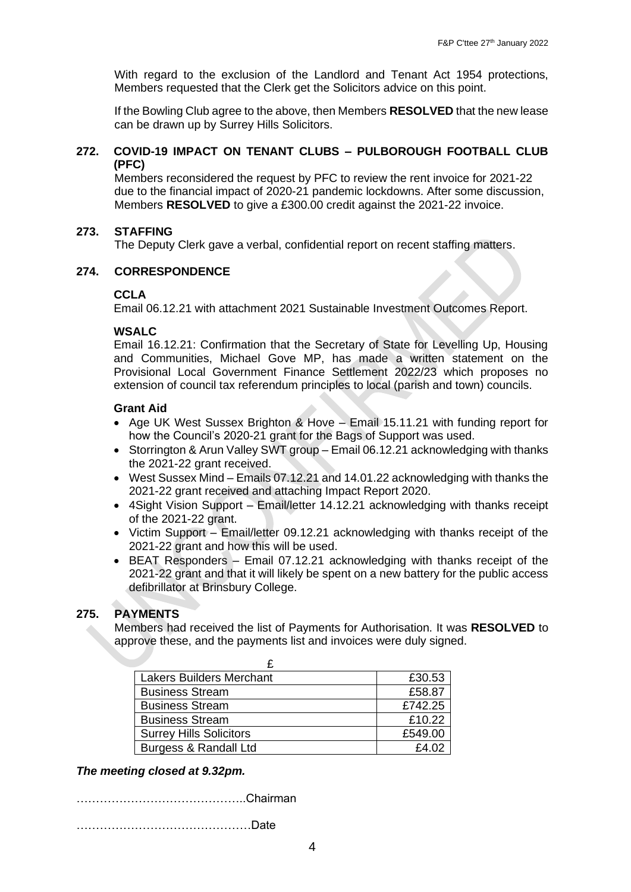With regard to the exclusion of the Landlord and Tenant Act 1954 protections, Members requested that the Clerk get the Solicitors advice on this point.

If the Bowling Club agree to the above, then Members **RESOLVED** that the new lease can be drawn up by Surrey Hills Solicitors.

## 272. COVID-19 IMPACT ON TENANT CLUBS – PULBOROUGH FOOTBALL CLUB (PFC)

Members reconsidered the request by PFC to review the rent invoice for 2021-22 due to the financial impact of 2020-21 pandemic lockdowns. After some discussion, Members **RESOLVED** to give a £300.00 credit against the 2021-22 invoice.

## 273. STAFFING

The Deputy Clerk gave a verbal, confidential report on recent staffing matters.

## 274. CORRESPONDENCE

**CCLA**

Email 06.12.21 with attachment 2021 Sustainable Investment Outcomes Report.

**WSALC**

Email 16.12.21: Confirmation that the Secretary of State for Levelling Up, Housing and Communities, Michael Gove MP, has made a written statement on the Provisional Local Government Finance Settlement 2022/23 which proposes no extension of council tax referendum principles to local (parish and town) councils.

**Grant Aid**

- Age UK West Sussex Brighton & Hove – Email 15.11.21 with funding report for how the Council's 2020-21 grant for the Bags of Support was used.
- Storrington & Arun Valley SWT group – Email 06.12.21 acknowledging with thanks the 2021-22 grant received.
- West Sussex Mind – Emails 07.12.21 and 14.01.22 acknowledging with thanks the 2021-22 grant received and attaching Impact Report 2020.
- 4Sight Vision Support – Email/letter 14.12.21 acknowledging with thanks receipt of the 2021-22 grant.
- Victim Support – Email/letter 09.12.21 acknowledging with thanks receipt of the 2021-22 grant and how this will be used.
- BEAT Responders – Email 07.12.21 acknowledging with thanks receipt of the 2021-22 grant and that it will likely be spent on a new battery for the public access defibrillator at Brinsbury College.

## 275. PAYMENTS

Members had received the list of Payments for Authorisation. It was **RESOLVED** to approve these, and the payments list and invoices were duly signed.

| £ | |
|---|---|
| Lakers Builders Merchant | £30.53 |
| Business Stream | £58.87 |
| Business Stream | £742.25 |
| Business Stream | £10.22 |
| Surrey Hills Solicitors | £549.00 |
| Burgess & Randall Ltd | £4.02 |

***The meeting closed at 9.32pm.***

……………………………………..Chairman

………………………………………Date